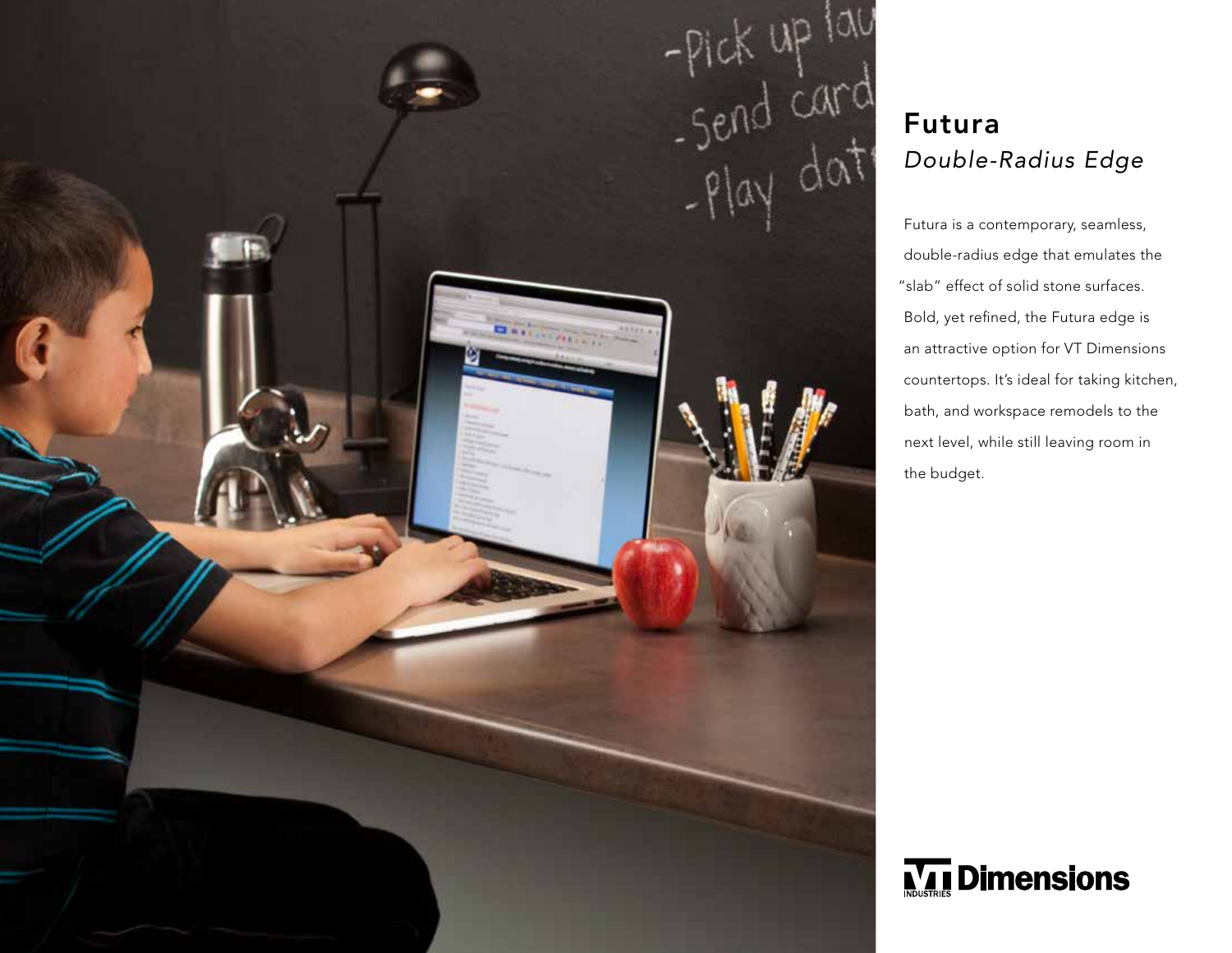# Futura

## *Double-Radius Edge*

Futura is a contemporary, seamless, double-radius edge that emulates the "slab" effect of solid stone surfaces. Bold, yet refined, the Futura edge is an attractive option for VT Dimensions countertops. It's ideal for taking kitchen, bath, and workspace remodels to the next level, while still leaving room in the budget.

VT INDUSTRIES Dimensions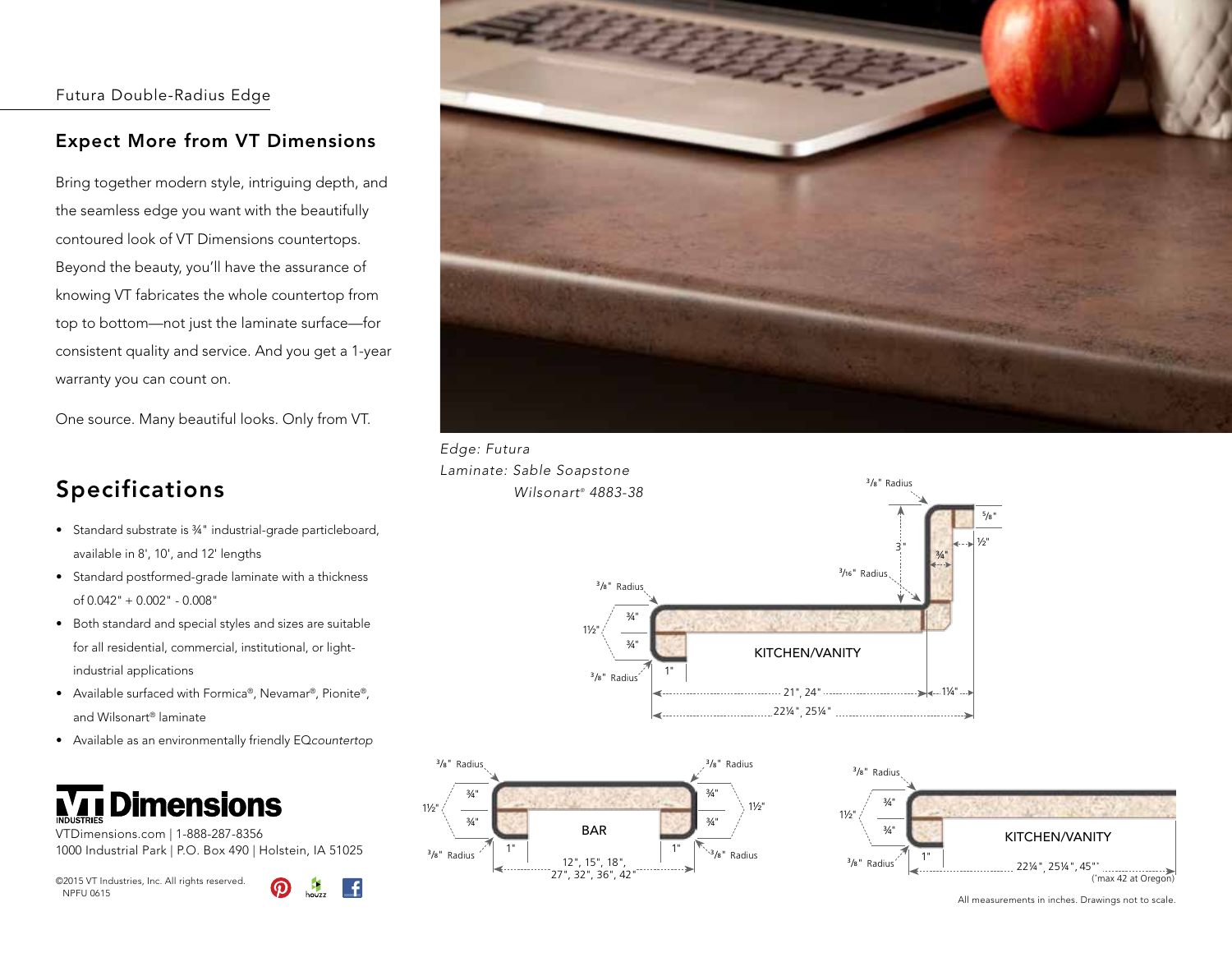Futura Double-Radius Edge

## Expect More from VT Dimensions

Bring together modern style, intriguing depth, and the seamless edge you want with the beautifully contoured look of VT Dimensions countertops. Beyond the beauty, you'll have the assurance of knowing VT fabricates the whole countertop from top to bottom—not just the laminate surface—for consistent quality and service. And you get a 1-year warranty you can count on.

One source. Many beautiful looks. Only from VT.

## Specifications

- Standard substrate is ¾" industrial-grade particleboard, available in 8', 10', and 12' lengths
- Standard postformed-grade laminate with a thickness of 0.042" + 0.002" - 0.008"
- Both standard and special styles and sizes are suitable for all residential, commercial, institutional, or light-industrial applications
- Available surfaced with Formica®, Nevamar®, Pionite®, and Wilsonart® laminate
- Available as an environmentally friendly EQ*countertop*

VT Dimensions
VTDimensions.com | 1-888-287-8356
1000 Industrial Park | P.O. Box 490 | Holstein, IA 51025

©2015 VT Industries, Inc. All rights reserved.
NPFU 0615

*Edge: Futura*
*Laminate: Sable Soapstone*
*Wilsonart® 4883-38*

3/8" Radius
5/8"
½"
3"
¾"
3/16" Radius
3/8" Radius
1½"
¾"
¾"
KITCHEN/VANITY
3/8" Radius
1"
21", 24"
1¼"
22¼", 25¼"

3/8" Radius
3/8" Radius
1½"
¾"
¾"
BAR
¾"
¾"
1½"
3/8" Radius
1"
1"
3/8" Radius
12", 15", 18",
27", 32", 36", 42"

3/8" Radius
1½"
¾"
¾"
KITCHEN/VANITY
3/8" Radius
1"
22¼", 25¼", 45"*
(*max 42 at Oregon)

All measurements in inches. Drawings not to scale.